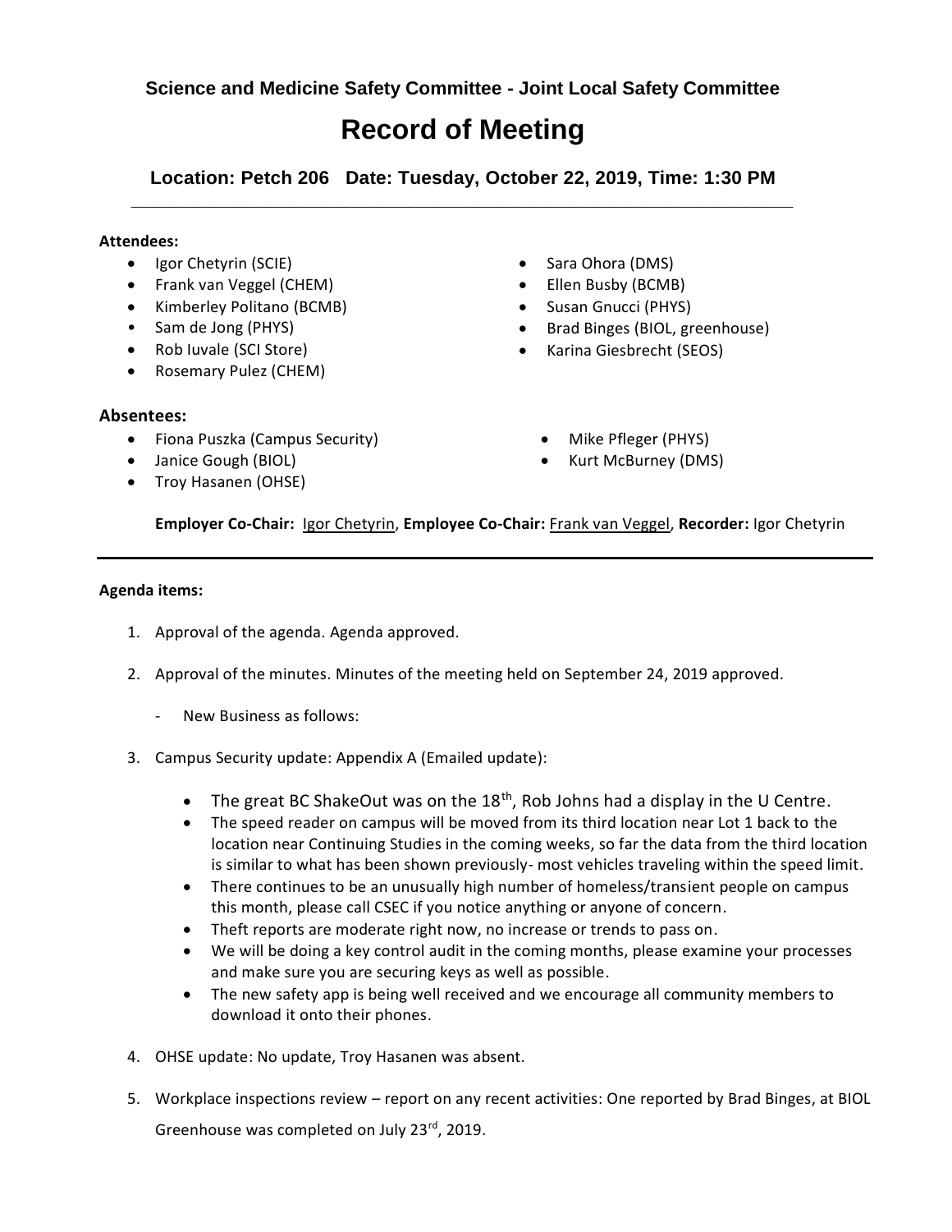**Science and Medicine Safety Committee - Joint Local Safety Committee**

# Record of Meeting

**Location: Petch 206 Date: Tuesday, October 22, 2019, Time: 1:30 PM**

---

**Attendees:**

- Igor Chetyrin (SCIE)
- Frank van Veggel (CHEM)
- Kimberley Politano (BCMB)
- Sam de Jong (PHYS)
- Rob Iuvale (SCI Store)
- Rosemary Pulez (CHEM)
- Sara Ohora (DMS)
- Ellen Busby (BCMB)
- Susan Gnucci (PHYS)
- Brad Binges (BIOL, greenhouse)
- Karina Giesbrecht (SEOS)

**Absentees:**

- Fiona Puszka (Campus Security)
- Janice Gough (BIOL)
- Troy Hasanen (OHSE)
- Mike Pfleger (PHYS)
- Kurt McBurney (DMS)

**Employer Co-Chair:** Igor Chetyrin, **Employee Co-Chair:** Frank van Veggel, **Recorder:** Igor Chetyrin

---

**Agenda items:**

1. Approval of the agenda. Agenda approved.

2. Approval of the minutes. Minutes of the meeting held on September 24, 2019 approved.

   - New Business as follows:

3. Campus Security update: Appendix A (Emailed update):

   - The great BC ShakeOut was on the 18th, Rob Johns had a display in the U Centre.
   - The speed reader on campus will be moved from its third location near Lot 1 back to the location near Continuing Studies in the coming weeks, so far the data from the third location is similar to what has been shown previously- most vehicles traveling within the speed limit.
   - There continues to be an unusually high number of homeless/transient people on campus this month, please call CSEC if you notice anything or anyone of concern.
   - Theft reports are moderate right now, no increase or trends to pass on.
   - We will be doing a key control audit in the coming months, please examine your processes and make sure you are securing keys as well as possible.
   - The new safety app is being well received and we encourage all community members to download it onto their phones.

4. OHSE update: No update, Troy Hasanen was absent.

5. Workplace inspections review – report on any recent activities: One reported by Brad Binges, at BIOL Greenhouse was completed on July 23rd, 2019.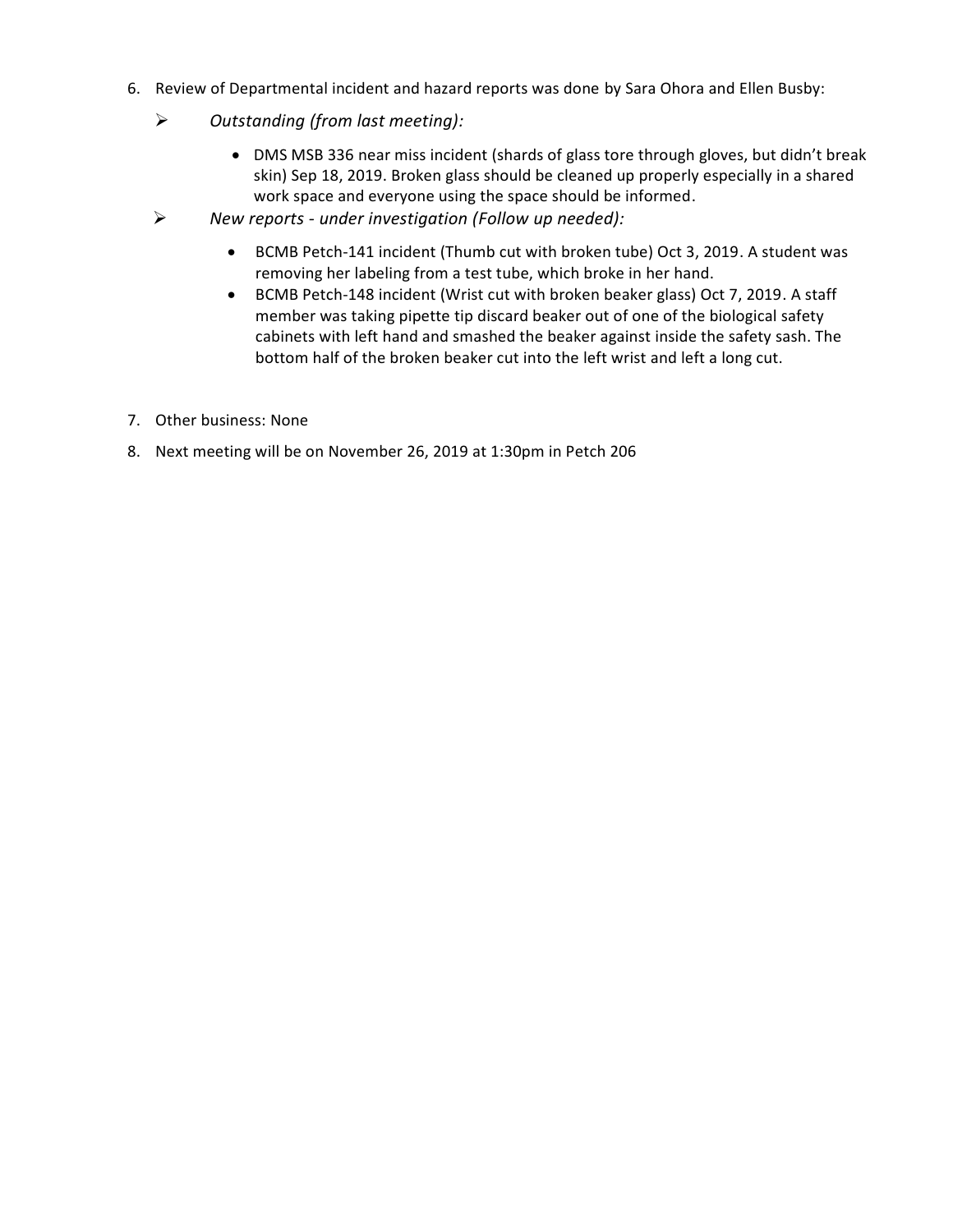6. Review of Departmental incident and hazard reports was done by Sara Ohora and Ellen Busby:

   - *Outstanding (from last meeting):*

     - DMS MSB 336 near miss incident (shards of glass tore through gloves, but didn't break skin) Sep 18, 2019. Broken glass should be cleaned up properly especially in a shared work space and everyone using the space should be informed.

   - *New reports - under investigation (Follow up needed):*

     - BCMB Petch-141 incident (Thumb cut with broken tube) Oct 3, 2019. A student was removing her labeling from a test tube, which broke in her hand.
     - BCMB Petch-148 incident (Wrist cut with broken beaker glass) Oct 7, 2019. A staff member was taking pipette tip discard beaker out of one of the biological safety cabinets with left hand and smashed the beaker against inside the safety sash. The bottom half of the broken beaker cut into the left wrist and left a long cut.

7. Other business: None
8. Next meeting will be on November 26, 2019 at 1:30pm in Petch 206